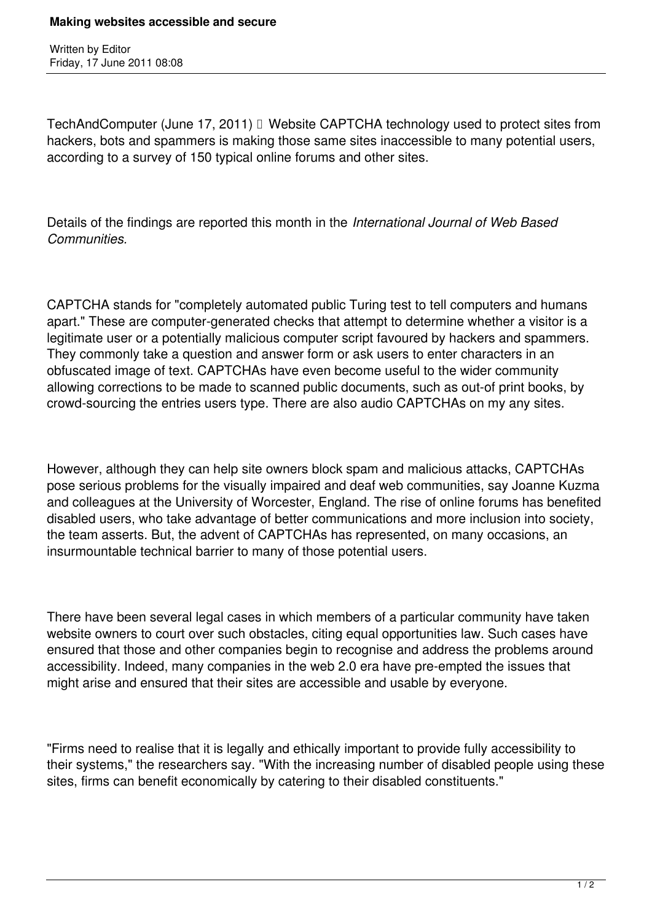# Making websites accessible and secure

Written by Editor
Friday, 17 June 2011 08:08

TechAndComputer (June 17, 2011)  Website CAPTCHA technology used to protect sites from hackers, bots and spammers is making those same sites inaccessible to many potential users, according to a survey of 150 typical online forums and other sites.

Details of the findings are reported this month in the *International Journal of Web Based Communities*.

CAPTCHA stands for "completely automated public Turing test to tell computers and humans apart." These are computer-generated checks that attempt to determine whether a visitor is a legitimate user or a potentially malicious computer script favoured by hackers and spammers. They commonly take a question and answer form or ask users to enter characters in an obfuscated image of text. CAPTCHAs have even become useful to the wider community allowing corrections to be made to scanned public documents, such as out-of print books, by crowd-sourcing the entries users type. There are also audio CAPTCHAs on my any sites.

However, although they can help site owners block spam and malicious attacks, CAPTCHAs pose serious problems for the visually impaired and deaf web communities, say Joanne Kuzma and colleagues at the University of Worcester, England. The rise of online forums has benefited disabled users, who take advantage of better communications and more inclusion into society, the team asserts. But, the advent of CAPTCHAs has represented, on many occasions, an insurmountable technical barrier to many of those potential users.

There have been several legal cases in which members of a particular community have taken website owners to court over such obstacles, citing equal opportunities law. Such cases have ensured that those and other companies begin to recognise and address the problems around accessibility. Indeed, many companies in the web 2.0 era have pre-empted the issues that might arise and ensured that their sites are accessible and usable by everyone.

"Firms need to realise that it is legally and ethically important to provide fully accessibility to their systems," the researchers say. "With the increasing number of disabled people using these sites, firms can benefit economically by catering to their disabled constituents."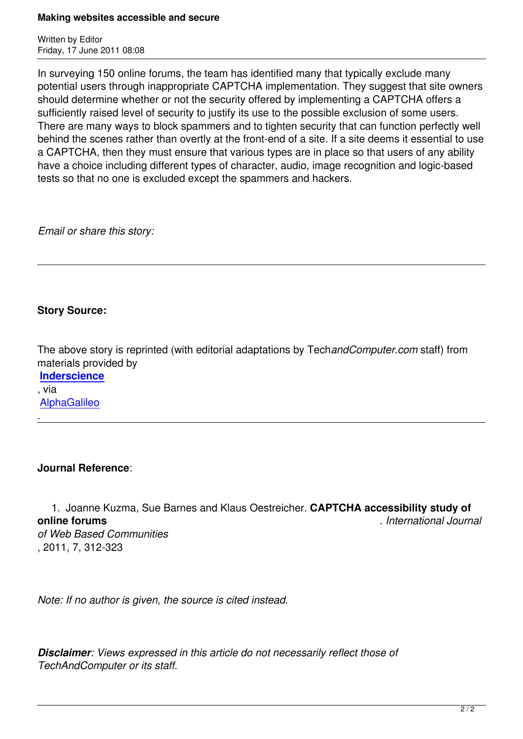In surveying 150 online forums, the team has identified many that typically exclude many potential users through inappropriate CAPTCHA implementation. They suggest that site owners should determine whether or not the security offered by implementing a CAPTCHA offers a sufficiently raised level of security to justify its use to the possible exclusion of some users. There are many ways to block spammers and to tighten security that can function perfectly well behind the scenes rather than overtly at the front-end of a site. If a site deems it essential to use a CAPTCHA, then they must ensure that various types are in place so that users of any ability have a choice including different types of character, audio, image recognition and logic-based tests so that no one is excluded except the spammers and hackers.

*Email or share this story:*

---

**Story Source:**

The above story is reprinted (with editorial adaptations by Tech*andComputer.com* staff) from materials provided by **Inderscience**, via AlphaGalileo.

---

**Journal Reference**:

1. Joanne Kuzma, Sue Barnes and Klaus Oestreicher. **CAPTCHA accessibility study of online forums**. *International Journal of Web Based Communities*, 2011, 7, 312-323

*Note: If no author is given, the source is cited instead.*

***Disclaimer**: Views expressed in this article do not necessarily reflect those of TechAndComputer or its staff.*